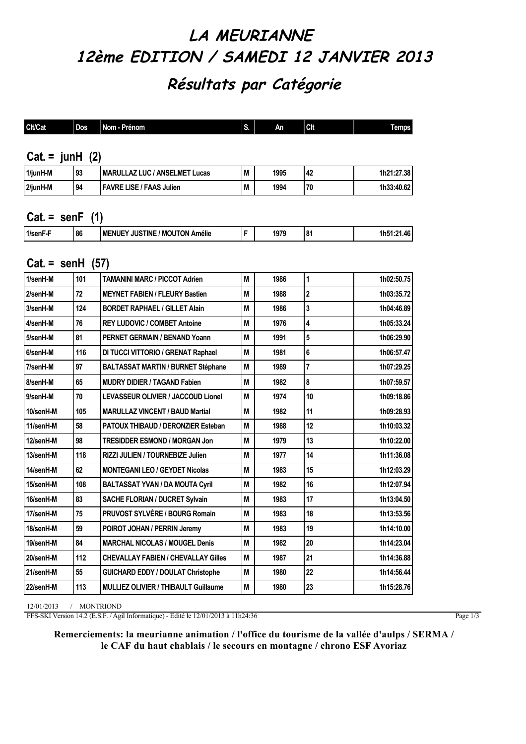# LA MEURIANNE

# 12ème EDITION / SAMEDI 12 JANVIER 2013

## Résultats par Catégorie

### Cat. = junH (2)

| Clt/Cat | Dos | Nom - Prénom | S. | An | Clt | Temps |
|---|---|---|---|---|---|---|
| 1/junH-M | 93 | MARULLAZ LUC / ANSELMET Lucas | M | 1995 | 42 | 1h21:27.38 |
| 2/junH-M | 94 | FAVRE LISE / FAAS Julien | M | 1994 | 70 | 1h33:40.62 |

### Cat. = senF (1)

| Clt/Cat | Dos | Nom - Prénom | S. | An | Clt | Temps |
|---|---|---|---|---|---|---|
| 1/senF-F | 86 | MENUEY JUSTINE / MOUTON Amélie | F | 1979 | 81 | 1h51:21.46 |

### Cat. = senH (57)

| Clt/Cat | Dos | Nom - Prénom | S. | An | Clt | Temps |
|---|---|---|---|---|---|---|
| 1/senH-M | 101 | TAMANINI MARC / PICCOT Adrien | M | 1986 | 1 | 1h02:50.75 |
| 2/senH-M | 72 | MEYNET FABIEN / FLEURY Bastien | M | 1988 | 2 | 1h03:35.72 |
| 3/senH-M | 124 | BORDET RAPHAEL / GILLET Alain | M | 1986 | 3 | 1h04:46.89 |
| 4/senH-M | 76 | REY LUDOVIC / COMBET Antoine | M | 1976 | 4 | 1h05:33.24 |
| 5/senH-M | 81 | PERNET GERMAIN / BENAND Yoann | M | 1991 | 5 | 1h06:29.90 |
| 6/senH-M | 116 | DI TUCCI VITTORIO / GRENAT Raphael | M | 1981 | 6 | 1h06:57.47 |
| 7/senH-M | 97 | BALTASSAT MARTIN / BURNET Stéphane | M | 1989 | 7 | 1h07:29.25 |
| 8/senH-M | 65 | MUDRY DIDIER / TAGAND Fabien | M | 1982 | 8 | 1h07:59.57 |
| 9/senH-M | 70 | LEVASSEUR OLIVIER / JACCOUD Lionel | M | 1974 | 10 | 1h09:18.86 |
| 10/senH-M | 105 | MARULLAZ VINCENT / BAUD Martial | M | 1982 | 11 | 1h09:28.93 |
| 11/senH-M | 58 | PATOUX THIBAUD / DERONZIER Esteban | M | 1988 | 12 | 1h10:03.32 |
| 12/senH-M | 98 | TRESIDDER ESMOND / MORGAN Jon | M | 1979 | 13 | 1h10:22.00 |
| 13/senH-M | 118 | RIZZI JULIEN / TOURNEBIZE Julien | M | 1977 | 14 | 1h11:36.08 |
| 14/senH-M | 62 | MONTEGANI LEO / GEYDET Nicolas | M | 1983 | 15 | 1h12:03.29 |
| 15/senH-M | 108 | BALTASSAT YVAN / DA MOUTA Cyril | M | 1982 | 16 | 1h12:07.94 |
| 16/senH-M | 83 | SACHE FLORIAN / DUCRET Sylvain | M | 1983 | 17 | 1h13:04.50 |
| 17/senH-M | 75 | PRUVOST SYLVÈRE / BOURG Romain | M | 1983 | 18 | 1h13:53.56 |
| 18/senH-M | 59 | POIROT JOHAN / PERRIN Jeremy | M | 1983 | 19 | 1h14:10.00 |
| 19/senH-M | 84 | MARCHAL NICOLAS / MOUGEL Denis | M | 1982 | 20 | 1h14:23.04 |
| 20/senH-M | 112 | CHEVALLAY FABIEN / CHEVALLAY Gilles | M | 1987 | 21 | 1h14:36.88 |
| 21/senH-M | 55 | GUICHARD EDDY / DOULAT Christophe | M | 1980 | 22 | 1h14:56.44 |
| 22/senH-M | 113 | MULLIEZ OLIVIER / THIBAULT Guillaume | M | 1980 | 23 | 1h15:28.76 |

12/01/2013 / MONTRIOND

FFS-SKI Version 14.2 (E.S.F. / Agil Informatique) - Edité le 12/01/2013 à 11h24:36

**Remerciements: la meurianne animation / l'office du tourisme de la vallée d'aulps / SERMA / le CAF du haut chablais / le secours en montagne / chrono ESF Avoriaz**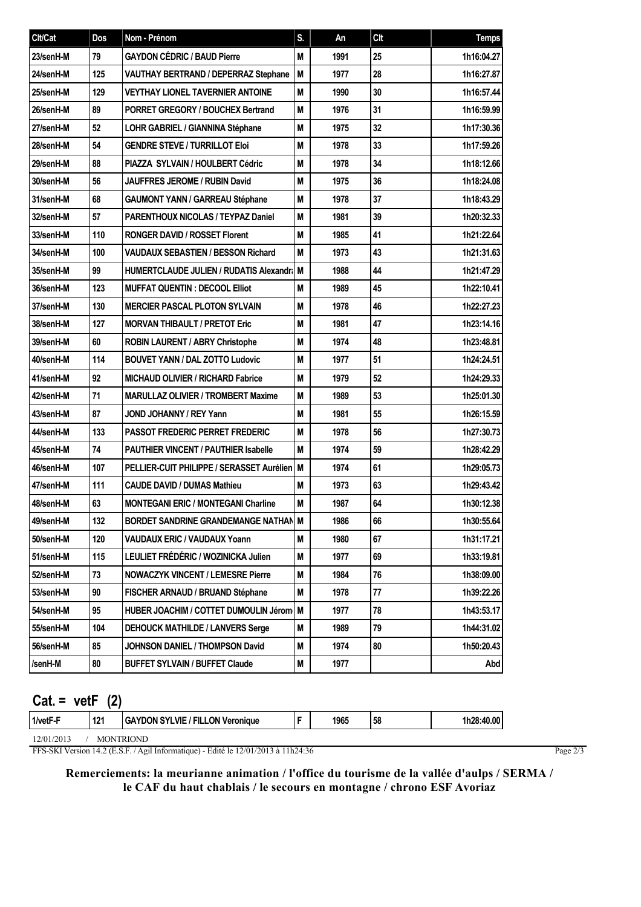| Clt/Cat | Dos | Nom - Prénom | S. | An | Clt | Temps |
|---|---|---|---|---|---|---|
| 23/senH-M | 79 | GAYDON CÉDRIC / BAUD Pierre | M | 1991 | 25 | 1h16:04.27 |
| 24/senH-M | 125 | VAUTHAY BERTRAND / DEPERRAZ Stephane | M | 1977 | 28 | 1h16:27.87 |
| 25/senH-M | 129 | VEYTHAY LIONEL TAVERNIER ANTOINE | M | 1990 | 30 | 1h16:57.44 |
| 26/senH-M | 89 | PORRET GREGORY / BOUCHEX Bertrand | M | 1976 | 31 | 1h16:59.99 |
| 27/senH-M | 52 | LOHR GABRIEL / GIANNINA Stéphane | M | 1975 | 32 | 1h17:30.36 |
| 28/senH-M | 54 | GENDRE STEVE / TURRILLOT Eloi | M | 1978 | 33 | 1h17:59.26 |
| 29/senH-M | 88 | PIAZZA SYLVAIN / HOULBERT Cédric | M | 1978 | 34 | 1h18:12.66 |
| 30/senH-M | 56 | JAUFFRES JEROME / RUBIN David | M | 1975 | 36 | 1h18:24.08 |
| 31/senH-M | 68 | GAUMONT YANN / GARREAU Stéphane | M | 1978 | 37 | 1h18:43.29 |
| 32/senH-M | 57 | PARENTHOUX NICOLAS / TEYPAZ Daniel | M | 1981 | 39 | 1h20:32.33 |
| 33/senH-M | 110 | RONGER DAVID / ROSSET Florent | M | 1985 | 41 | 1h21:22.64 |
| 34/senH-M | 100 | VAUDAUX SEBASTIEN / BESSON Richard | M | 1973 | 43 | 1h21:31.63 |
| 35/senH-M | 99 | HUMERTCLAUDE JULIEN / RUDATIS Alexandr | M | 1988 | 44 | 1h21:47.29 |
| 36/senH-M | 123 | MUFFAT QUENTIN : DECOOL Elliot | M | 1989 | 45 | 1h22:10.41 |
| 37/senH-M | 130 | MERCIER PASCAL PLOTON SYLVAIN | M | 1978 | 46 | 1h22:27.23 |
| 38/senH-M | 127 | MORVAN THIBAULT / PRETOT Eric | M | 1981 | 47 | 1h23:14.16 |
| 39/senH-M | 60 | ROBIN LAURENT / ABRY Christophe | M | 1974 | 48 | 1h23:48.81 |
| 40/senH-M | 114 | BOUVET YANN / DAL ZOTTO Ludovic | M | 1977 | 51 | 1h24:24.51 |
| 41/senH-M | 92 | MICHAUD OLIVIER / RICHARD Fabrice | M | 1979 | 52 | 1h24:29.33 |
| 42/senH-M | 71 | MARULLAZ OLIVIER / TROMBERT Maxime | M | 1989 | 53 | 1h25:01.30 |
| 43/senH-M | 87 | JOND JOHANNY / REY Yann | M | 1981 | 55 | 1h26:15.59 |
| 44/senH-M | 133 | PASSOT FREDERIC PERRET FREDERIC | M | 1978 | 56 | 1h27:30.73 |
| 45/senH-M | 74 | PAUTHIER VINCENT / PAUTHIER Isabelle | M | 1974 | 59 | 1h28:42.29 |
| 46/senH-M | 107 | PELLIER-CUIT PHILIPPE / SERASSET Aurélien | M | 1974 | 61 | 1h29:05.73 |
| 47/senH-M | 111 | CAUDE DAVID / DUMAS Mathieu | M | 1973 | 63 | 1h29:43.42 |
| 48/senH-M | 63 | MONTEGANI ERIC / MONTEGANI Charline | M | 1987 | 64 | 1h30:12.38 |
| 49/senH-M | 132 | BORDET SANDRINE GRANDEMANGE NATHAN | M | 1986 | 66 | 1h30:55.64 |
| 50/senH-M | 120 | VAUDAUX ERIC / VAUDAUX Yoann | M | 1980 | 67 | 1h31:17.21 |
| 51/senH-M | 115 | LEULIET FRÉDÉRIC / WOZINICKA Julien | M | 1977 | 69 | 1h33:19.81 |
| 52/senH-M | 73 | NOWACZYK VINCENT / LEMESRE Pierre | M | 1984 | 76 | 1h38:09.00 |
| 53/senH-M | 90 | FISCHER ARNAUD / BRUAND Stéphane | M | 1978 | 77 | 1h39:22.26 |
| 54/senH-M | 95 | HUBER JOACHIM / COTTET DUMOULIN Jérom | M | 1977 | 78 | 1h43:53.17 |
| 55/senH-M | 104 | DEHOUCK MATHILDE / LANVERS Serge | M | 1989 | 79 | 1h44:31.02 |
| 56/senH-M | 85 | JOHNSON DANIEL / THOMPSON David | M | 1974 | 80 | 1h50:20.43 |
| /senH-M | 80 | BUFFET SYLVAIN / BUFFET Claude | M | 1977 | | Abd |

## Cat. = vetF (2)

| Clt/Cat | Dos | Nom - Prénom | S. | An | Clt | Temps |
|---|---|---|---|---|---|---|
| 1/vetF-F | 121 | GAYDON SYLVIE / FILLON Veronique | F | 1965 | 58 | 1h28:40.00 |

12/01/2013 / MONTRIOND

FFS-SKI Version 14.2 (E.S.F. / Agil Informatique) - Edité le 12/01/2013 à 11h24:36

**Remerciements: la meurianne animation / l'office du tourisme de la vallée d'aulps / SERMA / le CAF du haut chablais / le secours en montagne / chrono ESF Avoriaz**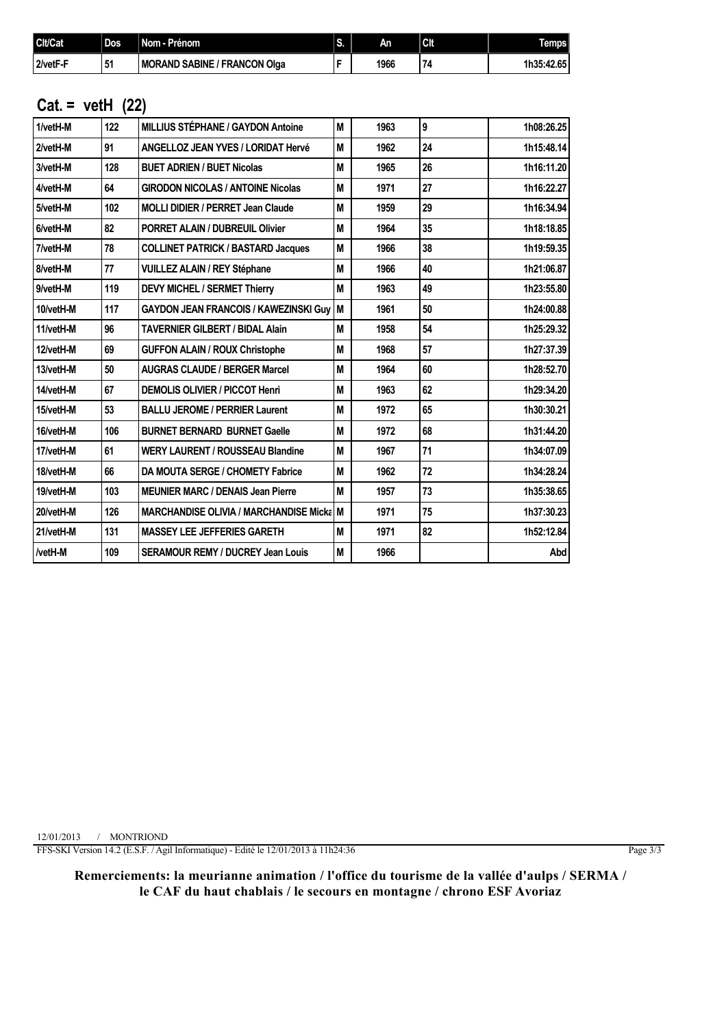| Clt/Cat | Dos | Nom - Prénom | S. | An | Clt | Temps |
|---|---|---|---|---|---|---|
| 2/vetF-F | 51 | MORAND SABINE / FRANCON Olga | F | 1966 | 74 | 1h35:42.65 |

## Cat. = vetH (22)

| | | | | | | |
|---|---|---|---|---|---|---|
| 1/vetH-M | 122 | MILLIUS STÉPHANE / GAYDON Antoine | M | 1963 | 9 | 1h08:26.25 |
| 2/vetH-M | 91 | ANGELLOZ JEAN YVES / LORIDAT Hervé | M | 1962 | 24 | 1h15:48.14 |
| 3/vetH-M | 128 | BUET ADRIEN / BUET Nicolas | M | 1965 | 26 | 1h16:11.20 |
| 4/vetH-M | 64 | GIRODON NICOLAS / ANTOINE Nicolas | M | 1971 | 27 | 1h16:22.27 |
| 5/vetH-M | 102 | MOLLI DIDIER / PERRET Jean Claude | M | 1959 | 29 | 1h16:34.94 |
| 6/vetH-M | 82 | PORRET ALAIN / DUBREUIL Olivier | M | 1964 | 35 | 1h18:18.85 |
| 7/vetH-M | 78 | COLLINET PATRICK / BASTARD Jacques | M | 1966 | 38 | 1h19:59.35 |
| 8/vetH-M | 77 | VUILLEZ ALAIN / REY Stéphane | M | 1966 | 40 | 1h21:06.87 |
| 9/vetH-M | 119 | DEVY MICHEL / SERMET Thierry | M | 1963 | 49 | 1h23:55.80 |
| 10/vetH-M | 117 | GAYDON JEAN FRANCOIS / KAWEZINSKI Guy | M | 1961 | 50 | 1h24:00.88 |
| 11/vetH-M | 96 | TAVERNIER GILBERT / BIDAL Alain | M | 1958 | 54 | 1h25:29.32 |
| 12/vetH-M | 69 | GUFFON ALAIN / ROUX Christophe | M | 1968 | 57 | 1h27:37.39 |
| 13/vetH-M | 50 | AUGRAS CLAUDE / BERGER Marcel | M | 1964 | 60 | 1h28:52.70 |
| 14/vetH-M | 67 | DEMOLIS OLIVIER / PICCOT Henri | M | 1963 | 62 | 1h29:34.20 |
| 15/vetH-M | 53 | BALLU JEROME / PERRIER Laurent | M | 1972 | 65 | 1h30:30.21 |
| 16/vetH-M | 106 | BURNET BERNARD BURNET Gaelle | M | 1972 | 68 | 1h31:44.20 |
| 17/vetH-M | 61 | WERY LAURENT / ROUSSEAU Blandine | M | 1967 | 71 | 1h34:07.09 |
| 18/vetH-M | 66 | DA MOUTA SERGE / CHOMETY Fabrice | M | 1962 | 72 | 1h34:28.24 |
| 19/vetH-M | 103 | MEUNIER MARC / DENAIS Jean Pierre | M | 1957 | 73 | 1h35:38.65 |
| 20/vetH-M | 126 | MARCHANDISE OLIVIA / MARCHANDISE Micka | M | 1971 | 75 | 1h37:30.23 |
| 21/vetH-M | 131 | MASSEY LEE JEFFERIES GARETH | M | 1971 | 82 | 1h52:12.84 |
| /vetH-M | 109 | SERAMOUR REMY / DUCREY Jean Louis | M | 1966 | | Abd |

12/01/2013 / MONTRIOND

FFS-SKI Version 14.2 (E.S.F. / Agil Informatique) - Edité le 12/01/2013 à 11h24:36

**Remerciements: la meurianne animation / l'office du tourisme de la vallée d'aulps / SERMA / le CAF du haut chablais / le secours en montagne / chrono ESF Avoriaz**